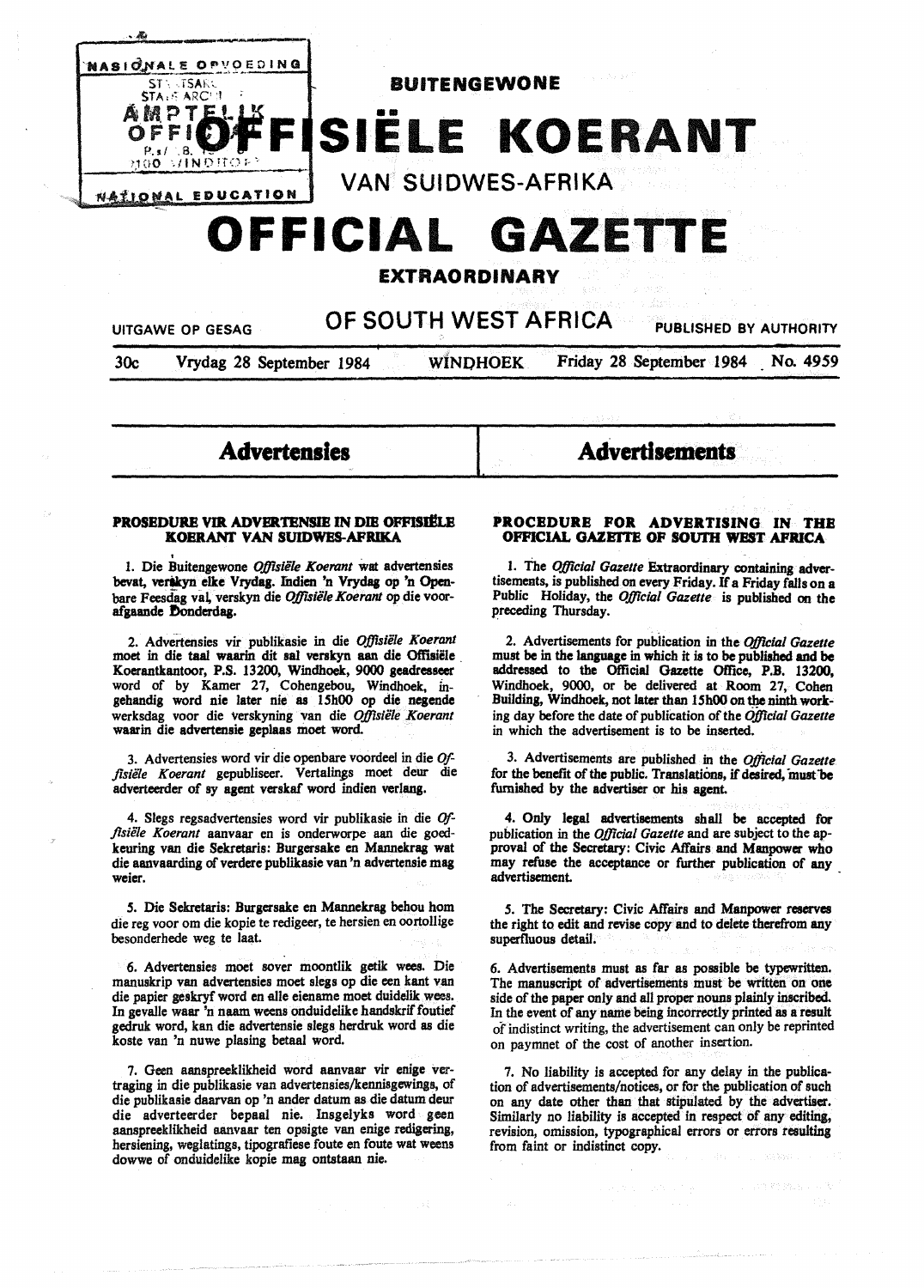# BUITENGEWONE OFFISIËLE KOERANT VAN SUIDWES-AFRIKA

# OFFICIAL GAZETTE EXTRAORDINARY OF SOUTH WEST AFRICA

UITGAWE OP GESAG — PUBLISHED BY AUTHORITY

30c — Vrydag 28 September 1984 — WINDHOEK — Friday 28 September 1984 — No. 4959

## Advertensies

### PROSEDURE VIR ADVERTENSIE IN DIE OFFISIËLE KOERANT VAN SUIDWES-AFRIKA

1. Die Buitengewone *Offisiële Koerant* wat advertensies bevat, verskyn elke Vrydag. Indien 'n Vrydag op 'n Openbare Feesdag val, verskyn die *Offisiële Koerant* op die voorafgaande Donderdag.

2. Advertensies vir publikasie in die *Offisiële Koerant* moet in die taal waarin dit sal verskyn aan die Offisiële Koerantkantoor, P.S. 13200, Windhoek, 9000 geadresseer word of by Kamer 27, Cohengebou, Windhoek, ingehandig word nie later nie as 15h00 op die negende werksdag voor die verskyning van die *Offisiële Koerant* waarin die advertensie geplaas moet word.

3. Advertensies word vir die openbare voordeel in die *Offisiële Koerant* gepubliseer. Vertalings moet deur die adverteerder of sy agent verskaf word indien verlang.

4. Slegs regsadvertensies word vir publikasie in die *Offisiële Koerant* aanvaar en is onderworpe aan die goedkeuring van die Sekretaris: Burgersake en Mannekrag wat die aanvaarding of verdere publikasie van 'n advertensie mag weier.

5. Die Sekretaris: Burgersake en Mannekrag behou hom die reg voor om die kopie te redigeer, te hersien en oortollige besonderhede weg te laat.

6. Advertensies moet sover moontlik getik wees. Die manuskrip van advertensies moet slegs op die een kant van die papier geskryf word en alle eiename moet duidelik wees. In gevalle waar 'n naam weens onduidelike handskrif foutief gedruk word, kan die advertensie slegs herdruk word as die koste van 'n nuwe plasing betaal word.

7. Geen aanspreeklikheid word aanvaar vir enige vertraging in die publikasie van advertensies/kennisgewings, of die publikasie daarvan op 'n ander datum as die datum deur die adverteerder bepaal nie. Insgelyks word geen aanspreeklikheid aanvaar ten opsigte van enige redigering, hersiening, weglatings, tipografiese foute en foute wat weens dowwe of onduidelike kopie mag ontstaan nie.

## Advertisements

### PROCEDURE FOR ADVERTISING IN THE OFFICIAL GAZETTE OF SOUTH WEST AFRICA

1. The *Official Gazette* Extraordinary containing advertisements, is published on every Friday. If a Friday falls on a Public Holiday, the *Official Gazette* is published on the preceding Thursday.

2. Advertisements for publication in the *Official Gazette* must be in the language in which it is to be published and be addressed to the Official Gazette Office, P.B. 13200, Windhoek, 9000, or be delivered at Room 27, Cohen Building, Windhoek, not later than 15h00 on the ninth working day before the date of publication of the *Official Gazette* in which the advertisement is to be inserted.

3. Advertisements are published in the *Official Gazette* for the benefit of the public. Translations, if desired, must be furnished by the advertiser or his agent.

4. Only legal advertisements shall be accepted for publication in the *Official Gazette* and are subject to the approval of the Secretary: Civic Affairs and Manpower who may refuse the acceptance or further publication of any advertisement.

5. The Secretary: Civic Affairs and Manpower reserves the right to edit and revise copy and to delete therefrom any superfluous detail.

6. Advertisements must as far as possible be typewritten. The manuscript of advertisements must be written on one side of the paper only and all proper nouns plainly inscribed. In the event of any name being incorrectly printed as a result of indistinct writing, the advertisement can only be reprinted on paymnet of the cost of another insertion.

7. No liability is accepted for any delay in the publication of advertisements/notices, or for the publication of such on any date other than that stipulated by the advertiser. Similarly no liability is accepted in respect of any editing, revision, omission, typographical errors or errors resulting from faint or indistinct copy.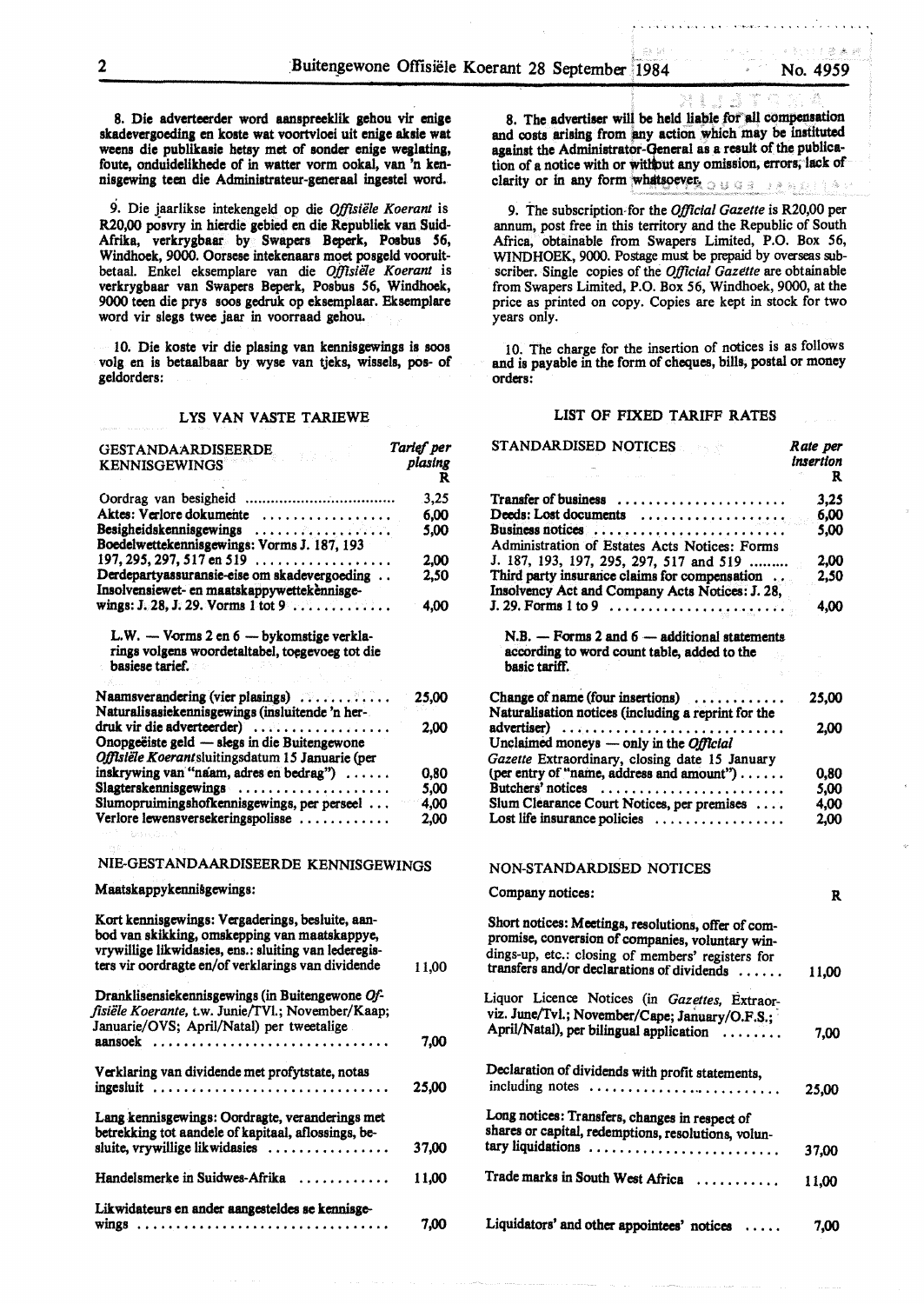8. Die adverteerder word aanspreeklik gehou vir enige skadevergoeding en koste wat voortvloei uit enige aksie wat weens die publikasie hetsy met of sonder enige weglating, foute, onduidelikhede of in watter vorm ookal, van 'n kennisgewing teen die Administrateur-generaal ingestel word.

9. Die jaarlikse intekengeld op die *Offisiële Koerant* is R20,00 posvry in hierdie gebied en die Republiek van Suid-Afrika, verkrygbaar by Swapers Beperk, Posbus 56, Windhoek, 9000. Oorsese intekenaars moet posgeld vooruitbetaal. Enkel eksemplare van die *Offisiële Koerant* is verkrygbaar van Swapers Beperk, Posbus 56, Windhoek, 9000 teen die prys soos gedruk op eksemplaar. Eksemplare word vir slegs twee jaar in voorraad gehou.

10. Die koste vir die plasing van kennisgewings is soos volg en is betaalbaar by wyse van tjeks, wissels, pos- of geldorders:

## LYS VAN VASTE TARIEWE

| GESTANDAARDISEERDE KENNISGEWINGS | Tarief per plasing R |
|---|---|
| Oordrag van besigheid | 3,25 |
| Aktes: Verlore dokumente | 6,00 |
| Besigheidskennisgewings | 5,00 |
| Boedelwettekennisgewings: Vorms J. 187, 193 197, 295, 297, 517 en 519 | 2,00 |
| Derdepartyassuransie-eise om skadevergoeding | 2,50 |
| Insolvensiewet- en maatskappywettekennisgewings: J. 28, J. 29. Vorms 1 tot 9 | 4,00 |

L.W. — Vorms 2 en 6 — bykomstige verklarings volgens woordetaltabel, toegevoeg tot die basiese tarief.

| | |
|---|---|
| Naamsverandering (vier plasings) | 25,00 |
| Naturalisasiekennisgewings (insluitende 'n herdruk vir die adverteerder) | 2,00 |
| Onopgeëiste geld — slegs in die Buitengewone *Offisiële Koerant* sluitingsdatum 15 Januarie (per inskrywing van "naam, adres en bedrag") | 0,80 |
| Slagterskennisgewings | 5,00 |
| Slumopruimingshofkennisgewings, per perseel | 4,00 |
| Verlore lewensversekeringspolisse | 2,00 |

## NIE-GESTANDAARDISEERDE KENNISGEWINGS

Maatskappykennisgewings:

| | |
|---|---|
| Kort kennisgewings: Vergaderings, besluite, aanbod van skikking, omskepping van maatskappye, vrywillige likwidasies, ens.: sluiting van lederegisters vir oordragte en/of verklarings van dividende | 11,00 |
| Dranklisensiekennisgewings (in Buitengewone *Offisiële Koerante*, t.w. Junie/TVl.; November/Kaap; Januarie/OVS; April/Natal) per tweetalige aansoek | 7,00 |
| Verklaring van dividende met profytstate, notas ingesluit | 25,00 |
| Lang kennisgewings: Oordragte, veranderings met betrekking tot aandele of kapitaal, aflossings, besluite, vrywillige likwidasies | 37,00 |
| Handelsmerke in Suidwes-Afrika | 11,00 |
| Likwidateurs en ander aangesteldes se kennisgewings | 7,00 |

8. The advertiser will be held liable for all compensation and costs arising from any action which may be instituted against the Administrator-General as a result of the publication of a notice with or without any omission, errors, lack of clarity or in any form whatsoever.

9. The subscription for the *Official Gazette* is R20,00 per annum, post free in this territory and the Republic of South Africa, obtainable from Swapers Limited, P.O. Box 56, WINDHOEK, 9000. Postage must be prepaid by overseas subscriber. Single copies of the *Official Gazette* are obtainable from Swapers Limited, P.O. Box 56, Windhoek, 9000, at the price as printed on copy. Copies are kept in stock for two years only.

10. The charge for the insertion of notices is as follows and is payable in the form of cheques, bills, postal or money orders:

## LIST OF FIXED TARIFF RATES

| STANDARDISED NOTICES | Rate per insertion R |
|---|---|
| Transfer of business | 3,25 |
| Deeds: Lost documents | 6,00 |
| Business notices | 5,00 |
| Administration of Estates Acts Notices: Forms J. 187, 193, 197, 295, 297, 517 and 519 | 2,00 |
| Third party insurance claims for compensation | 2,50 |
| Insolvency Act and Company Acts Notices: J. 28, J. 29. Forms 1 to 9 | 4,00 |

N.B. — Forms 2 and 6 — additional statements according to word count table, added to the basic tariff.

| | |
|---|---|
| Change of name (four insertions) | 25,00 |
| Naturalisation notices (including a reprint for the advertiser) | 2,00 |
| Unclaimed moneys — only in the *Official Gazette* Extraordinary, closing date 15 January (per entry of "name, address and amount") | 0,80 |
| Butchers' notices | 5,00 |
| Slum Clearance Court Notices, per premises | 4,00 |
| Lost life insurance policies | 2,00 |

## NON-STANDARDISED NOTICES

| Company notices: | R |
|---|---|
| Short notices: Meetings, resolutions, offer of compromise, conversion of companies, voluntary windings-up, etc.: closing of members' registers for transfers and/or declarations of dividends | 11,00 |
| Liquor Licence Notices (in *Gazettes*, Extraorviz. June/Tvl.; November/Cape; January/O.F.S.; April/Natal), per bilingual application | 7,00 |
| Declaration of dividends with profit statements, including notes | 25,00 |
| Long notices: Transfers, changes in respect of shares or capital, redemptions, resolutions, voluntary liquidations | 37,00 |
| Trade marks in South West Africa | 11,00 |
| Liquidators' and other appointees' notices | 7,00 |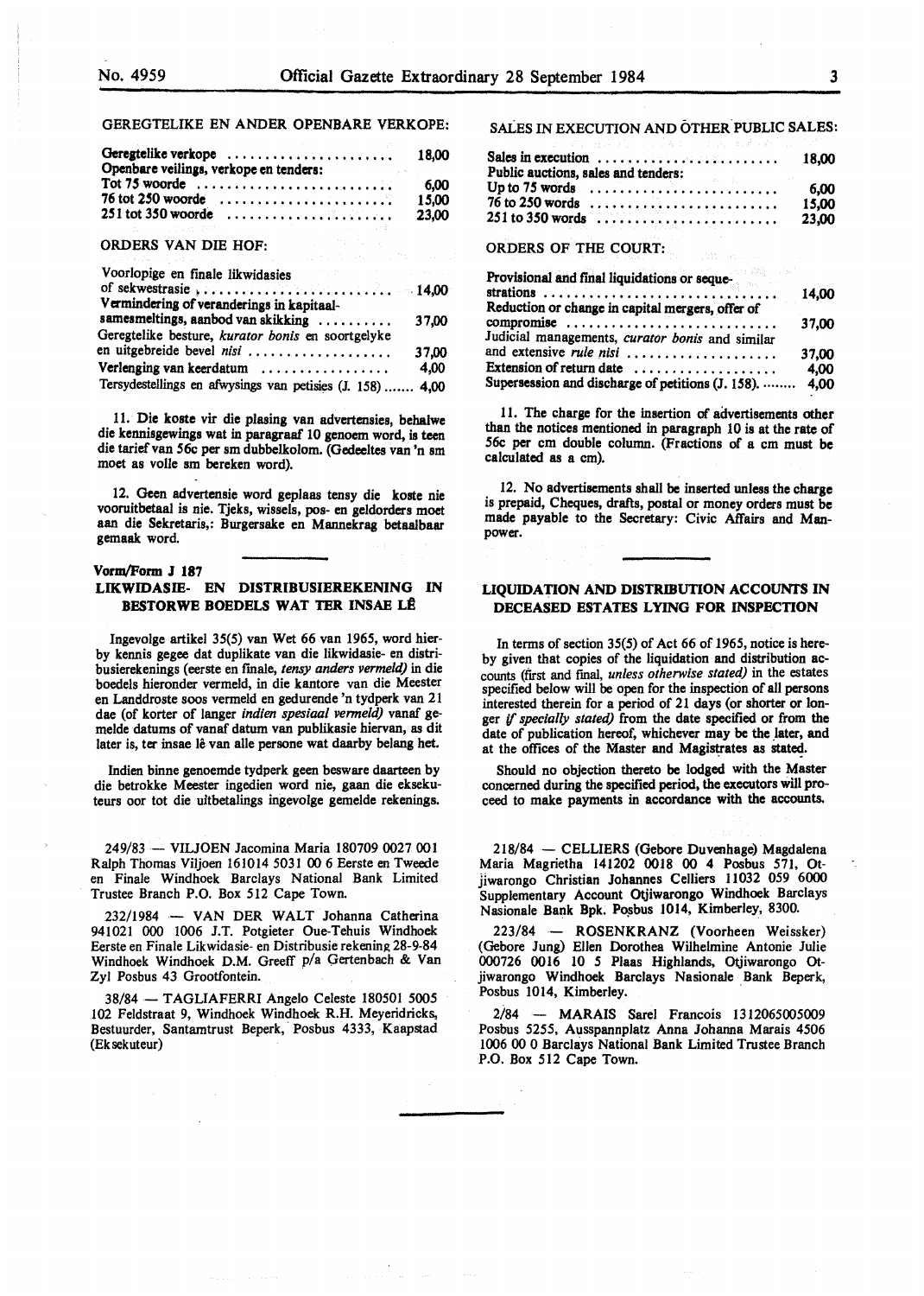GEREGTELIKE EN ANDER OPENBARE VERKOPE:

| | |
|---|---|
| Geregtelike verkope | 18,00 |
| Openbare veilings, verkope en tenders: | |
| Tot 75 woorde | 6,00 |
| 76 tot 250 woorde | 15,00 |
| 251 tot 350 woorde | 23,00 |

ORDERS VAN DIE HOF:

| | |
|---|---|
| Voorlopige en finale likwidasies of sekwestrasie | 14,00 |
| Vermindering of veranderings in kapitaalsamesmeltings, aanbod van skikking | 37,00 |
| Geregtelike besture, *kurator bonis* en soortgelyke en uitgebreide bevel *nisi* | 37,00 |
| Verlenging van keerdatum | 4,00 |
| Tersydestellings en afwysings van petisies (J. 158) | 4,00 |

11. Die koste vir die plasing van advertensies, behalwe die kennisgewings wat in paragraaf 10 genoem word, is teen die tarief van 56c per sm dubbelkolom. (Gedeeltes van 'n sm moet as volle sm bereken word).

12. Geen advertensie word geplaas tensy die koste nie vooruitbetaal is nie. Tjeks, wissels, pos- en geldorders moet aan die Sekretaris,: Burgersake en Mannekrag betaalbaar gemaak word.

SALES IN EXECUTION AND OTHER PUBLIC SALES:

| | |
|---|---|
| Sales in execution | 18,00 |
| Public auctions, sales and tenders: | |
| Up to 75 words | 6,00 |
| 76 to 250 words | 15,00 |
| 251 to 350 words | 23,00 |

ORDERS OF THE COURT:

| | |
|---|---|
| Provisional and final liquidations or sequestrations | 14,00 |
| Reduction or change in capital mergers, offer of compromise | 37,00 |
| Judicial managements, *curator bonis* and similar and extensive *rule nisi* | 37,00 |
| Extension of return date | 4,00 |
| Supersession and discharge of petitions (J. 158) | 4,00 |

11. The charge for the insertion of advertisements other than the notices mentioned in paragraph 10 is at the rate of 56c per cm double column. (Fractions of a cm must be calculated as a cm).

12. No advertisements shall be inserted unless the charge is prepaid, Cheques, drafts, postal or money orders must be made payable to the Secretary: Civic Affairs and Manpower.

**Vorm/Form J 187**

## LIKWIDASIE- EN DISTRIBUSIEREKENING IN BESTORWE BOEDELS WAT TER INSAE LÊ

Ingevolge artikel 35(5) van Wet 66 van 1965, word hierby kennis gegee dat duplikate van die likwidasie- en distribusierekenings (eerste en finale, *tensy anders vermeld)* in die boedels hieronder vermeld, in die kantore van die Meester en Landdroste soos vermeld en gedurende 'n tydperk van 21 dae (of korter of langer *indien spesiaal vermeld)* vanaf gemelde datums of vanaf datum van publikasie hiervan, as dit later is, ter insae lê van alle persone wat daarby belang het.

Indien binne genoemde tydperk geen besware daarteen by die betrokke Meester ingedien word nie, gaan die eksekuteurs oor tot die uitbetalings ingevolge gemelde rekenings.

249/83 — VILJOEN Jacomina Maria 180709 0027 001 Ralph Thomas Viljoen 161014 5031 00 6 Eerste en Tweede en Finale Windhoek Barclays National Bank Limited Trustee Branch P.O. Box 512 Cape Town.

232/1984 — VAN DER WALT Johanna Catherina 941021 000 1006 J.T. Potgieter Oue-Tehuis Windhoek Eerste en Finale Likwidasie- en Distribusie rekening 28-9-84 Windhoek Windhoek D.M. Greeff p/a Gertenbach & Van Zyl Posbus 43 Grootfontein.

38/84 — TAGLIAFERRI Angelo Celeste 180501 5005 102 Feldstraat 9, Windhoek Windhoek R.H. Meyeridricks, Bestuurder, Santamtrust Beperk, Posbus 4333, Kaapstad (Eksekuteur)

## LIQUIDATION AND DISTRIBUTION ACCOUNTS IN DECEASED ESTATES LYING FOR INSPECTION

In terms of section 35(5) of Act 66 of 1965, notice is hereby given that copies of the liquidation and distribution accounts (first and final, *unless otherwise stated)* in the estates specified below will be open for the inspection of all persons interested therein for a period of 21 days (or shorter or longer *if specially stated)* from the date specified or from the date of publication hereof, whichever may be the later, and at the offices of the Master and Magistrates as stated.

Should no objection thereto be lodged with the Master concerned during the specified period, the executors will proceed to make payments in accordance with the accounts.

218/84 — CELLIERS (Gebore Duvenhage) Magdalena Maria Magrietha 141202 0018 00 4 Posbus 571, Otjiwarongo Christian Johannes Celliers 11032 059 6000 Supplementary Account Otjiwarongo Windhoek Barclays Nasionale Bank Bpk. Posbus 1014, Kimberley, 8300.

223/84 — ROSENKRANZ (Voorheen Weissker) (Gebore Jung) Ellen Dorothea Wilhelmine Antonie Julie 000726 0016 10 5 Plaas Highlands, Otjiwarongo Otjiwarongo Windhoek Barclays Nasionale Bank Beperk, Posbus 1014, Kimberley.

2/84 — MARAIS Sarel Francois 1312065005009 Posbus 5255, Ausspannplatz Anna Johanna Marais 4506 1006 00 0 Barclays National Bank Limited Trustee Branch P.O. Box 512 Cape Town.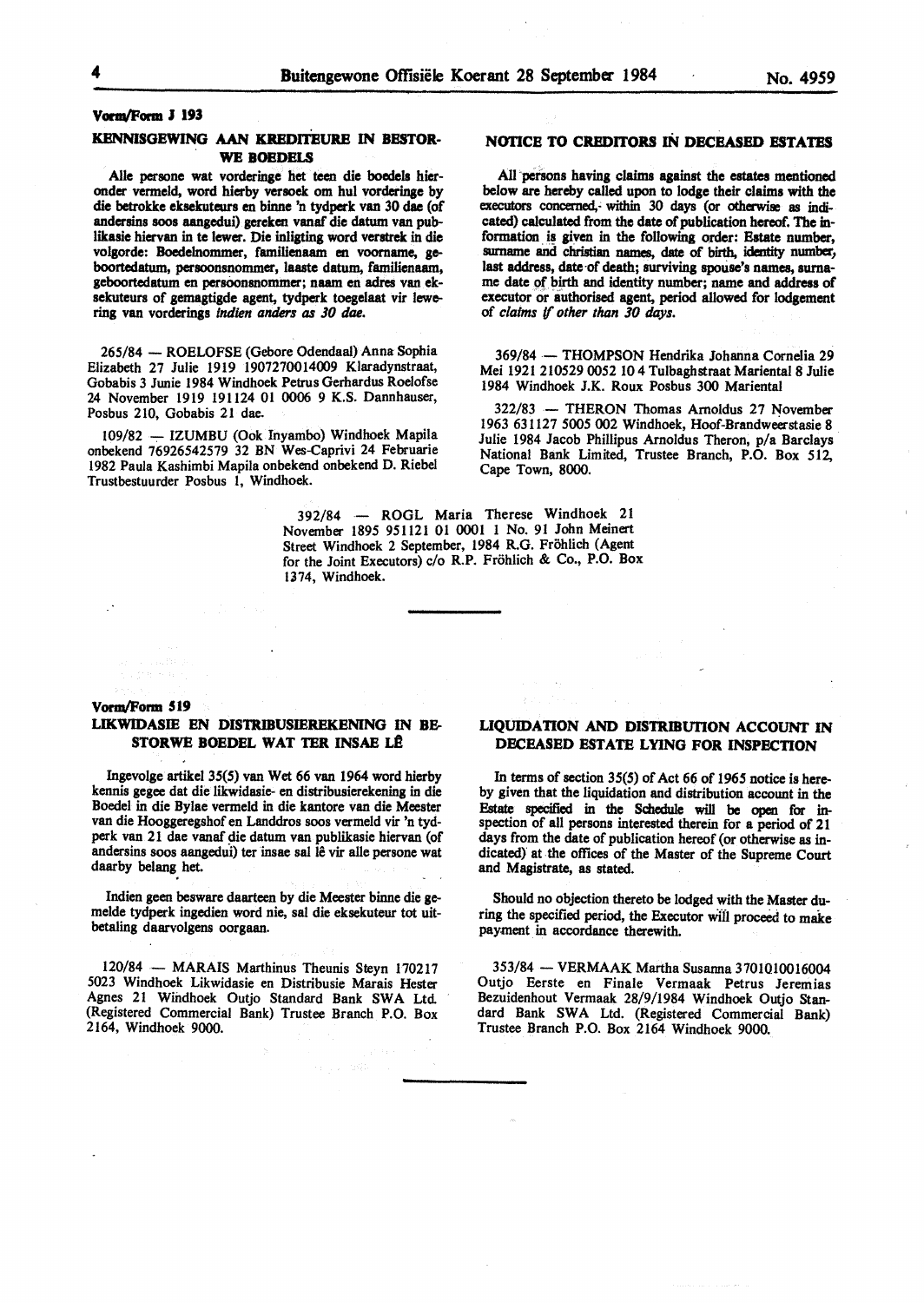**Vorm/Form J 193**

## KENNISGEWING AAN KREDITEURE IN BESTORWE BOEDELS

Alle persone wat vorderinge het teen die boedels hieronder vermeld, word hierby versoek om hul vorderinge by die betrokke eksekuteurs en binne 'n tydperk van 30 dae (of andersins soos aangedui) gereken vanaf die datum van publikasie hiervan in te lewer. Die inligting word verstrek in die volgorde: Boedelnommer, familienaam en voorname, geboortedatum, persoonsnommer, laaste datum, familienaam, geboortedatum en persoonsnommer; naam en adres van eksekuteurs of gemagtigde agent, tydperk toegelaat vir lewering van vorderings *indien anders as 30 dae.*

265/84 — ROELOFSE (Gebore Odendaal) Anna Sophia Elizabeth 27 Julie 1919 1907270014009 Klaradynstraat, Gobabis 3 Junie 1984 Windhoek Petrus Gerhardus Roelofse 24 November 1919 191124 01 0006 9 K.S. Dannhauser, Posbus 210, Gobabis 21 dae.

109/82 — IZUMBU (Ook Inyambo) Windhoek Mapila onbekend 76926542579 32 BN Wes-Caprivi 24 Februarie 1982 Paula Kashimbi Mapila onbekend onbekend D. Riebel Trustbestuurder Posbus 1, Windhoek.

## NOTICE TO CREDITORS IN DECEASED ESTATES

All persons having claims against the estates mentioned below are hereby called upon to lodge their claims with the executors concerned, within 30 days (or otherwise as indicated) calculated from the date of publication hereof. The information is given in the following order: Estate number, surname and christian names, date of birth, identity number, last address, date of death; surviving spouse's names, surname date of birth and identity number; name and address of executor or authorised agent, period allowed for lodgement of *claims if other than 30 days.*

369/84 — THOMPSON Hendrika Johanna Cornelia 29 Mei 1921 210529 0052 10 4 Tulbaghstraat Mariental 8 Julie 1984 Windhoek J.K. Roux Posbus 300 Mariental

322/83 — THERON Thomas Arnoldus 27 November 1963 631127 5005 002 Windhoek, Hoof-Brandweerstasie 8 Julie 1984 Jacob Phillipus Arnoldus Theron, p/a Barclays National Bank Limited, Trustee Branch, P.O. Box 512, Cape Town, 8000.

392/84 — ROGL Maria Therese Windhoek 21 November 1895 951121 01 0001 1 No. 91 John Meinert Street Windhoek 2 September, 1984 R.G. Fröhlich (Agent for the Joint Executors) c/o R.P. Fröhlich & Co., P.O. Box 1374, Windhoek.

---

**Vorm/Form 519**

## LIKWIDASIE EN DISTRIBUSIEREKENING IN BESTORWE BOEDEL WAT TER INSAE LÊ

Ingevolge artikel 35(5) van Wet 66 van 1964 word hierby kennis gegee dat die likwidasie- en distribusierekening in die Boedel in die Bylae vermeld in die kantore van die Meester van die Hooggeregshof en Landdros soos vermeld vir 'n tydperk van 21 dae vanaf die datum van publikasie hiervan (of andersins soos aangedui) ter insae sal lê vir alle persone wat daarby belang het.

Indien geen besware daarteen by die Meester binne die gemelde tydperk ingedien word nie, sal die eksekuteur tot uitbetaling daarvolgens oorgaan.

120/84 — MARAIS Marthinus Theunis Steyn 170217 5023 Windhoek Likwidasie en Distribusie Marais Hester Agnes 21 Windhoek Outjo Standard Bank SWA Ltd. (Registered Commercial Bank) Trustee Branch P.O. Box 2164, Windhoek 9000.

## LIQUIDATION AND DISTRIBUTION ACCOUNT IN DECEASED ESTATE LYING FOR INSPECTION

In terms of section 35(5) of Act 66 of 1965 notice is hereby given that the liquidation and distribution account in the Estate specified in the Schedule will be open for inspection of all persons interested therein for a period of 21 days from the date of publication hereof (or otherwise as indicated) at the offices of the Master of the Supreme Court and Magistrate, as stated.

Should no objection thereto be lodged with the Master during the specified period, the Executor will proceed to make payment in accordance therewith.

353/84 — VERMAAK Martha Susanna 3701010016004 Outjo Eerste en Finale Vermaak Petrus Jeremias Bezuidenhout Vermaak 28/9/1984 Windhoek Outjo Standard Bank SWA Ltd. (Registered Commercial Bank) Trustee Branch P.O. Box 2164 Windhoek 9000.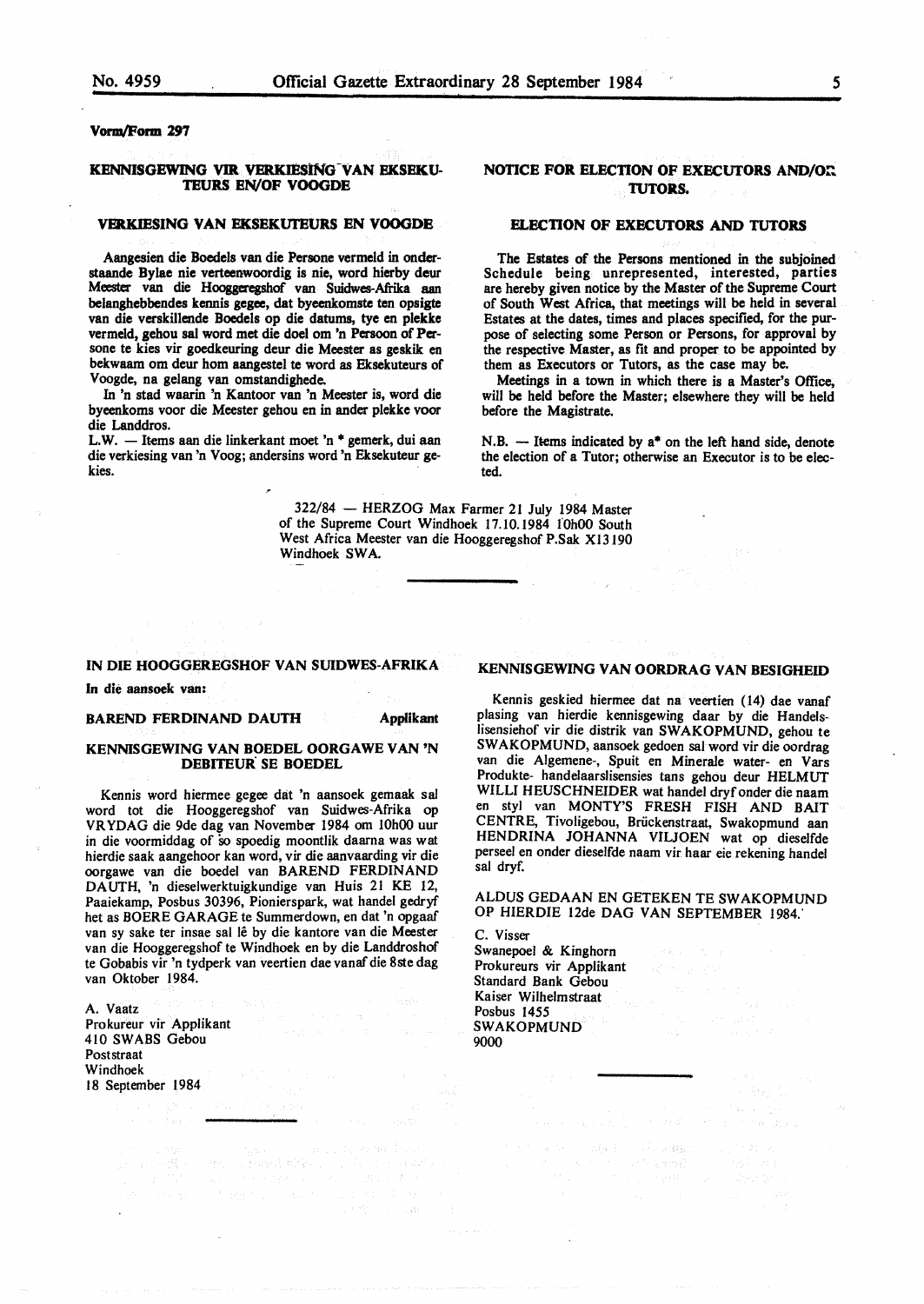**Vorm/Form 297**

## KENNISGEWING VIR VERKIESING VAN EKSEKUTEURS EN/OF VOOGDE

### VERKIESING VAN EKSEKUTEURS EN VOOGDE

Aangesien die Boedels van die Persone vermeld in onderstaande Bylae nie verteenwoordig is nie, word hierby deur Meester van die Hooggeregshof van Suidwes-Afrika aan belanghebbendes kennis gegee, dat byeenkomste ten opsigte van die verskillende Boedels op die datums, tye en plekke vermeld, gehou sal word met die doel om 'n Persoon of Persone te kies vir goedkeuring deur die Meester as geskik en bekwaam om deur hom aangestel te word as Eksekuteurs of Voogde, na gelang van omstandighede.

In 'n stad waarin 'n Kantoor van 'n Meester is, word die byeenkoms voor die Meester gehou en in ander plekke voor die Landdros.

L.W. — Items aan die linkerkant moet 'n * gemerk, dui aan die verkiesing van 'n Voog; andersins word 'n Eksekuteur gekies.

## NOTICE FOR ELECTION OF EXECUTORS AND/OR TUTORS.

### ELECTION OF EXECUTORS AND TUTORS

The Estates of the Persons mentioned in the subjoined Schedule being unrepresented, interested, parties are hereby given notice by the Master of the Supreme Court of South West Africa, that meetings will be held in several Estates at the dates, times and places specified, for the purpose of selecting some Person or Persons, for approval by the respective Master, as fit and proper to be appointed by them as Executors or Tutors, as the case may be.

Meetings in a town in which there is a Master's Office, will be held before the Master; elsewhere they will be held before the Magistrate.

N.B. — Items indicated by a* on the left hand side, denote the election of a Tutor; otherwise an Executor is to be elected.

322/84 — HERZOG Max Farmer 21 July 1984 Master of the Supreme Court Windhoek 17.10.1984 10h00 South West Africa Meester van die Hooggeregshof P.Sak X13190 Windhoek SWA.

---

## IN DIE HOOGGEREGSHOF VAN SUIDWES-AFRIKA

**In die aansoek van:**

**BAREND FERDINAND DAUTH** **Applikant**

### KENNISGEWING VAN BOEDEL OORGAWE VAN 'N DEBITEUR SE BOEDEL

Kennis word hiermee gegee dat 'n aansoek gemaak sal word tot die Hooggeregshof van Suidwes-Afrika op VRYDAG die 9de dag van November 1984 om 10h00 uur in die voormiddag of so spoedig moontlik daarna was wat hierdie saak aangehoor kan word, vir die aanvaarding vir die oorgawe van die boedel van BAREND FERDINAND DAUTH, 'n dieselwerktuigkundige van Huis 21 KE 12, Paaiekamp, Posbus 30396, Pionierspark, wat handel gedryf het as BOERE GARAGE te Summerdown, en dat 'n opgaaf van sy sake ter insae sal lê by die kantore van die Meester van die Hooggeregshof te Windhoek en by die Landdroshof te Gobabis vir 'n tydperk van veertien dae vanaf die 8ste dag van Oktober 1984.

A. Vaatz
Prokureur vir Applikant
410 SWABS Gebou
Poststraat
Windhoek
18 September 1984

---

## KENNISGEWING VAN OORDRAG VAN BESIGHEID

Kennis geskied hiermee dat na veertien (14) dae vanaf plasing van hierdie kennisgewing daar by die Handelslisensiehof vir die distrik van SWAKOPMUND, gehou te SWAKOPMUND, aansoek gedoen sal word vir die oordrag van die Algemene-, Spuit en Minerale water- en Vars Produkte- handelaarslisensies tans gehou deur HELMUT WILLI HEUSCHNEIDER wat handel dryf onder die naam en styl van MONTY'S FRESH FISH AND BAIT CENTRE, Tivoligebou, Brückenstraat, Swakopmund aan HENDRINA JOHANNA VILJOEN wat op dieselfde perseel en onder dieselfde naam vir haar eie rekening handel sal dryf.

ALDUS GEDAAN EN GETEKEN TE SWAKOPMUND OP HIERDIE 12de DAG VAN SEPTEMBER 1984.

C. Visser
Swanepoel & Kinghorn
Prokureurs vir Applikant
Standard Bank Gebou
Kaiser Wilhelmstraat
Posbus 1455
SWAKOPMUND
9000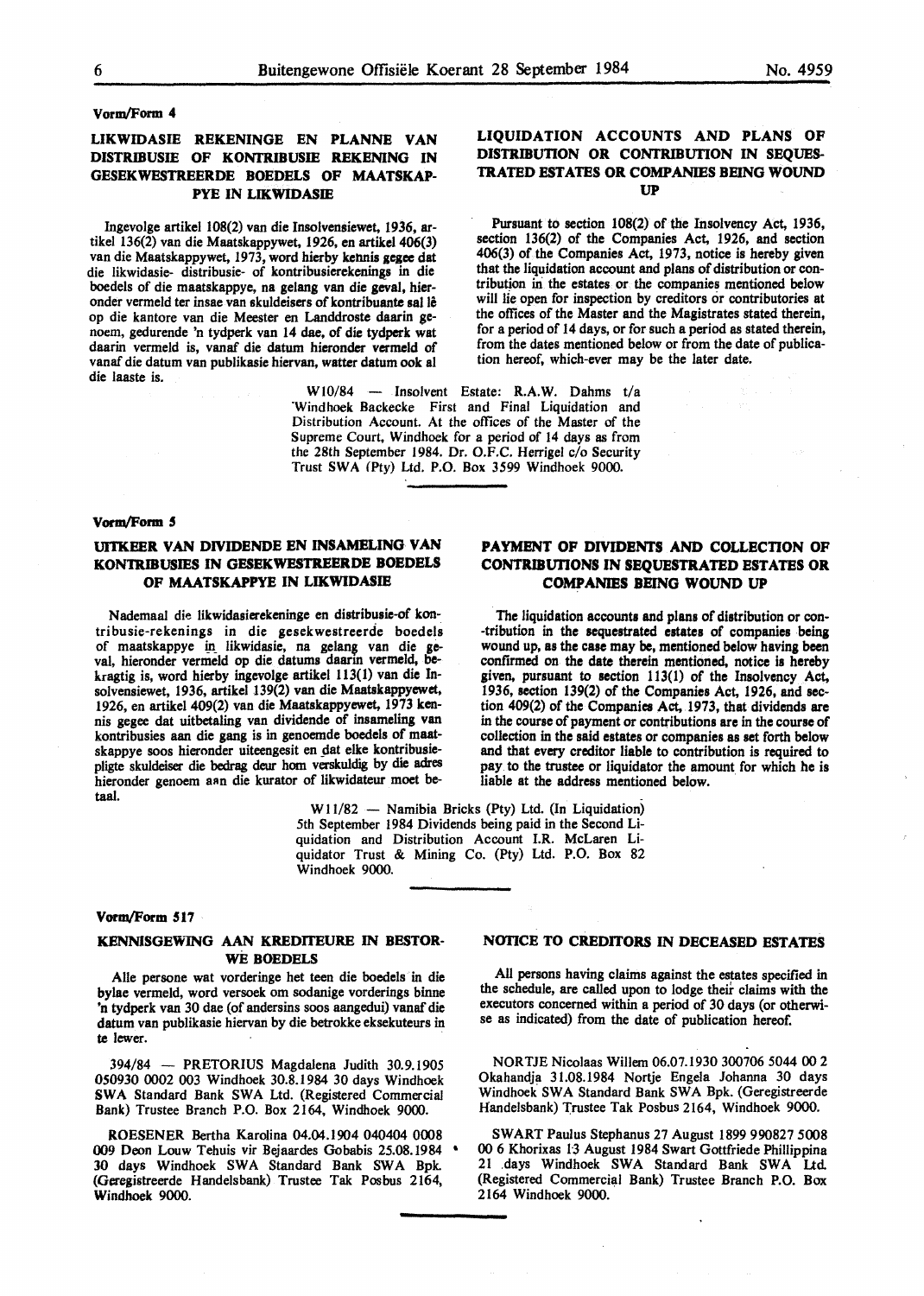**Vorm/Form 4**

## LIKWIDASIE REKENINGE EN PLANNE VAN DISTRIBUSIE OF KONTRIBUSIE REKENING IN GESEKWESTREERDE BOEDELS OF MAATSKAPPYE IN LIKWIDASIE

Ingevolge artikel 108(2) van die Insolvensiewet, 1936, artikel 136(2) van die Maatskappywet, 1926, en artikel 406(3) van die Maatskappywet, 1973, word hierby kennis gegee dat die likwidasie- distribusie- of kontribusierekenings in die boedels of die maatskappye, na gelang van die geval, hieronder vermeld ter insae van skuldeisers of kontribuante sal lê op die kantore van die Meester en Landdroste daarin genoem, gedurende 'n tydperk van 14 dae, of die tydperk wat daarin vermeld is, vanaf die datum hieronder vermeld of vanaf die datum van publikasie hiervan, watter datum ook al die laaste is.

## LIQUIDATION ACCOUNTS AND PLANS OF DISTRIBUTION OR CONTRIBUTION IN SEQUESTRATED ESTATES OR COMPANIES BEING WOUND UP

Pursuant to section 108(2) of the Insolvency Act, 1936, section 136(2) of the Companies Act, 1926, and section 406(3) of the Companies Act, 1973, notice is hereby given that the liquidation account and plans of distribution or contribution in the estates or the companies mentioned below will lie open for inspection by creditors or contributories at the offices of the Master and the Magistrates stated therein, for a period of 14 days, or for such a period as stated therein, from the dates mentioned below or from the date of publication hereof, which-ever may be the later date.

W10/84 — Insolvent Estate: R.A.W. Dahms t/a Windhoek Backecke First and Final Liquidation and Distribution Account. At the offices of the Master of the Supreme Court, Windhoek for a period of 14 days as from the 28th September 1984. Dr. O.F.C. Herrigel c/o Security Trust SWA (Pty) Ltd. P.O. Box 3599 Windhoek 9000.

---

**Vorm/Form 5**

## UITKEER VAN DIVIDENDE EN INSAMELING VAN KONTRIBUSIES IN GESEKWESTREERDE BOEDELS OF MAATSKAPPYE IN LIKWIDASIE

Nademaal die likwidasierekeninge en distribusie-of kontribusie-rekenings in die gesekwestreerde boedels of maatskappye in likwidasie, na gelang van die geval, hieronder vermeld op die datums daarin vermeld, bekragtig is, word hierby ingevolge artikel 113(1) van die Insolvensiewet, 1936, artikel 139(2) van die Maatskappyewet, 1926, en artikel 409(2) van die Maatskappyewet, 1973 kennis gegee dat uitbetaling van dividende of insameling van kontribusies aan die gang is in genoemde boedels of maatskappye soos hieronder uiteengesit en dat elke kontribusiepligte skuldeiser die bedrag deur hom verskuldig by die adres hieronder genoem aan die kurator of likwidateur moet betaal.

## PAYMENT OF DIVIDENTS AND COLLECTION OF CONTRIBUTIONS IN SEQUESTRATED ESTATES OR COMPANIES BEING WOUND UP

The liquidation accounts and plans of distribution or contribution in the sequestrated estates of companies being wound up, as the case may be, mentioned below having been confirmed on the date therein mentioned, notice is hereby given, pursuant to section 113(1) of the Insolvency Act, 1936, section 139(2) of the Companies Act, 1926, and section 409(2) of the Companies Act, 1973, that dividends are in the course of payment or contributions are in the course of collection in the said estates or companies as set forth below and that every creditor liable to contribution is required to pay to the trustee or liquidator the amount for which he is liable at the address mentioned below.

W11/82 — Namibia Bricks (Pty) Ltd. (In Liquidation) 5th September 1984 Dividends being paid in the Second Liquidation and Distribution Account I.R. McLaren Liquidator Trust & Mining Co. (Pty) Ltd. P.O. Box 82 Windhoek 9000.

---

**Vorm/Form 517**

## KENNISGEWING AAN KREDITEURE IN BESTORWE BOEDELS

Alle persone wat vorderinge het teen die boedels in die bylae vermeld, word versoek om sodanige vorderings binne 'n tydperk van 30 dae (of andersins soos aangedui) vanaf die datum van publikasie hiervan by die betrokke eksekuteurs in te lewer.

## NOTICE TO CREDITORS IN DECEASED ESTATES

All persons having claims against the estates specified in the schedule, are called upon to lodge their claims with the executors concerned within a period of 30 days (or otherwise as indicated) from the date of publication hereof.

394/84 — PRETORIUS Magdalena Judith 30.9.1905 050930 0002 003 Windhoek 30.8.1984 30 days Windhoek SWA Standard Bank SWA Ltd. (Registered Commercial Bank) Trustee Branch P.O. Box 2164, Windhoek 9000.

ROESENER Bertha Karolina 04.04.1904 040404 0008 009 Deon Louw Tehuis vir Bejaardes Gobabis 25.08.1984 30 days Windhoek SWA Standard Bank SWA Bpk. (Geregistreerde Handelsbank) Trustee Tak Posbus 2164, Windhoek 9000.

NORTJE Nicolaas Willem 06.07.1930 300706 5044 00 2 Okahandja 31.08.1984 Nortje Engela Johanna 30 days Windhoek SWA Standard Bank SWA Bpk. (Geregistreerde Handelsbank) Trustee Tak Posbus 2164, Windhoek 9000.

SWART Paulus Stephanus 27 August 1899 990827 5008 00 6 Khorixas 13 August 1984 Swart Gottfriede Phillippina 21 days Windhoek SWA Standard Bank SWA Ltd. (Registered Commercial Bank) Trustee Branch P.O. Box 2164 Windhoek 9000.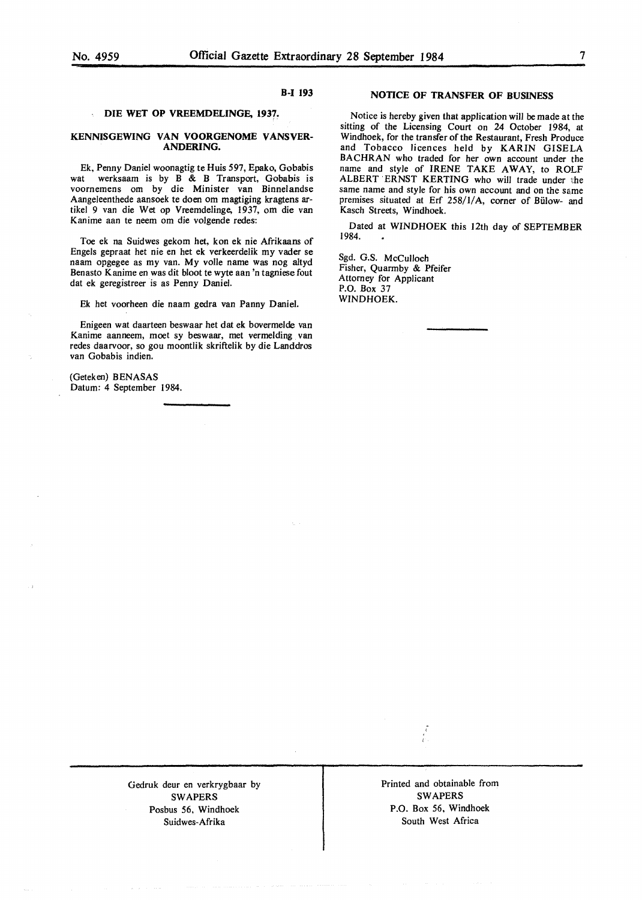B-I 193

### DIE WET OP VREEMDELINGE, 1937.

### KENNISGEWING VAN VOORGENOME VANSVERANDERING.

Ek, Penny Daniel woonagtig te Huis 597, Epako, Gobabis wat werksaam is by B & B Transport, Gobabis is voornemens om by die Minister van Binnelandse Aangeleenthede aansoek te doen om magtiging kragtens artikel 9 van die Wet op Vreemdelinge, 1937, om die van Kanime aan te neem om die volgende redes:

Toe ek na Suidwes gekom het, kon ek nie Afrikaans of Engels gepraat het nie en het ek verkeerdelik my vader se naam opgegee as my van. My volle name was nog altyd Benasto Kanime en was dit bloot te wyte aan 'n tagniese fout dat ek geregistreer is as Penny Daniel.

Ek het voorheen die naam gedra van Panny Daniel.

Enigeen wat daarteen beswaar het dat ek bovermelde van Kanime aanneem, moet sy beswaar, met vermelding van redes daarvoor, so gou moontlik skriftelik by die Landdros van Gobabis indien.

(Geteken) BENASAS
Datum: 4 September 1984.

---

### NOTICE OF TRANSFER OF BUSINESS

Notice is hereby given that application will be made at the sitting of the Licensing Court on 24 October 1984, at Windhoek, for the transfer of the Restaurant, Fresh Produce and Tobacco licences held by KARIN GISELA BACHRAN who traded for her own account under the name and style of IRENE TAKE AWAY, to ROLF ALBERT ERNST KERTING who will trade under the same name and style for his own account and on the same premises situated at Erf 258/1/A, corner of Bülow- and Kasch Streets, Windhoek.

Dated at WINDHOEK this 12th day of SEPTEMBER 1984.

Sgd. G.S. McCulloch
Fisher, Quarmby & Pfeifer
Attorney for Applicant
P.O. Box 37
WINDHOEK.

---

Gedruk deur en verkrygbaar by
SWAPERS
Posbus 56, Windhoek
Suidwes-Afrika

Printed and obtainable from
SWAPERS
P.O. Box 56, Windhoek
South West Africa